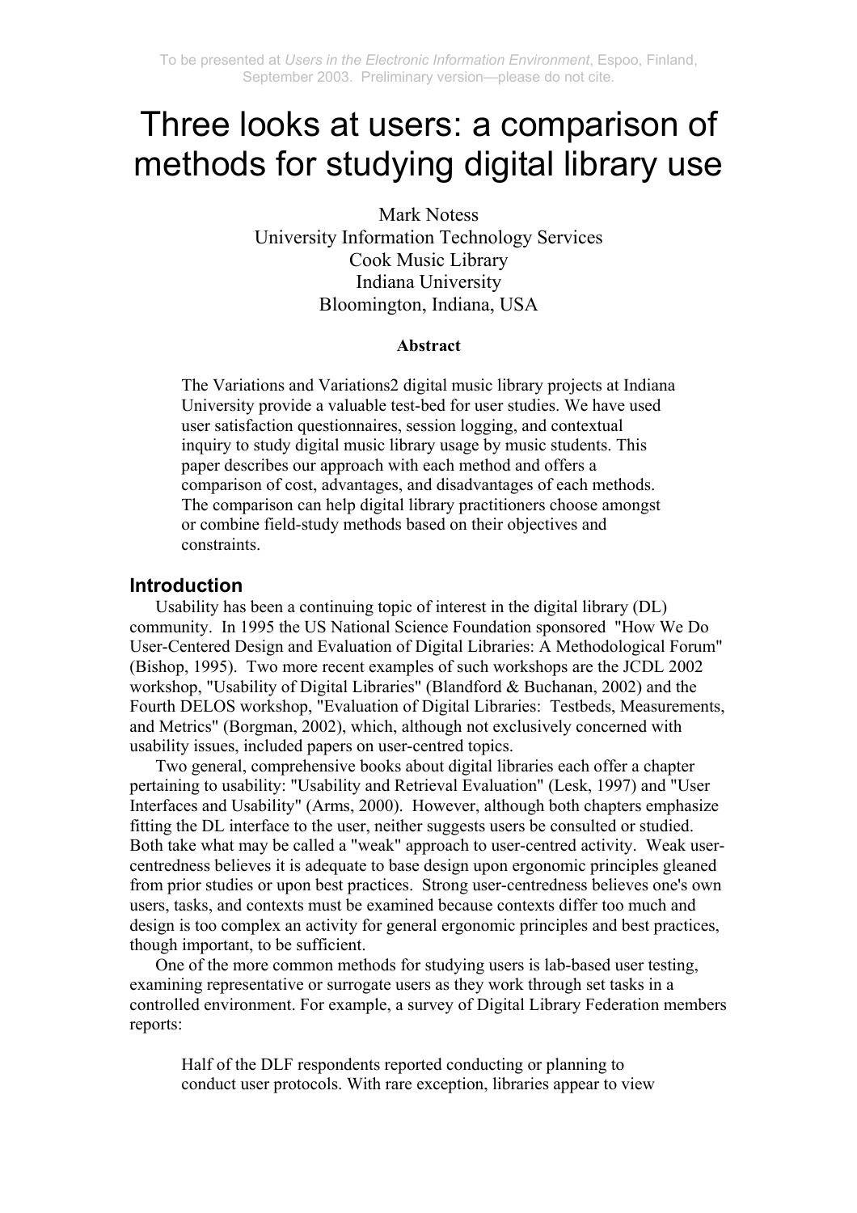To be presented at *Users in the Electronic Information Environment*, Espoo, Finland, September 2003. Preliminary version—please do not cite.

# Three looks at users: a comparison of methods for studying digital library use

Mark Notess
University Information Technology Services
Cook Music Library
Indiana University
Bloomington, Indiana, USA

**Abstract**

> The Variations and Variations2 digital music library projects at Indiana University provide a valuable test-bed for user studies. We have used user satisfaction questionnaires, session logging, and contextual inquiry to study digital music library usage by music students. This paper describes our approach with each method and offers a comparison of cost, advantages, and disadvantages of each methods. The comparison can help digital library practitioners choose amongst or combine field-study methods based on their objectives and constraints.

## Introduction

Usability has been a continuing topic of interest in the digital library (DL) community. In 1995 the US National Science Foundation sponsored "How We Do User-Centered Design and Evaluation of Digital Libraries: A Methodological Forum" (Bishop, 1995). Two more recent examples of such workshops are the JCDL 2002 workshop, "Usability of Digital Libraries" (Blandford & Buchanan, 2002) and the Fourth DELOS workshop, "Evaluation of Digital Libraries: Testbeds, Measurements, and Metrics" (Borgman, 2002), which, although not exclusively concerned with usability issues, included papers on user-centred topics.

Two general, comprehensive books about digital libraries each offer a chapter pertaining to usability: "Usability and Retrieval Evaluation" (Lesk, 1997) and "User Interfaces and Usability" (Arms, 2000). However, although both chapters emphasize fitting the DL interface to the user, neither suggests users be consulted or studied. Both take what may be called a "weak" approach to user-centred activity. Weak user-centredness believes it is adequate to base design upon ergonomic principles gleaned from prior studies or upon best practices. Strong user-centredness believes one's own users, tasks, and contexts must be examined because contexts differ too much and design is too complex an activity for general ergonomic principles and best practices, though important, to be sufficient.

One of the more common methods for studying users is lab-based user testing, examining representative or surrogate users as they work through set tasks in a controlled environment. For example, a survey of Digital Library Federation members reports:

> Half of the DLF respondents reported conducting or planning to conduct user protocols. With rare exception, libraries appear to view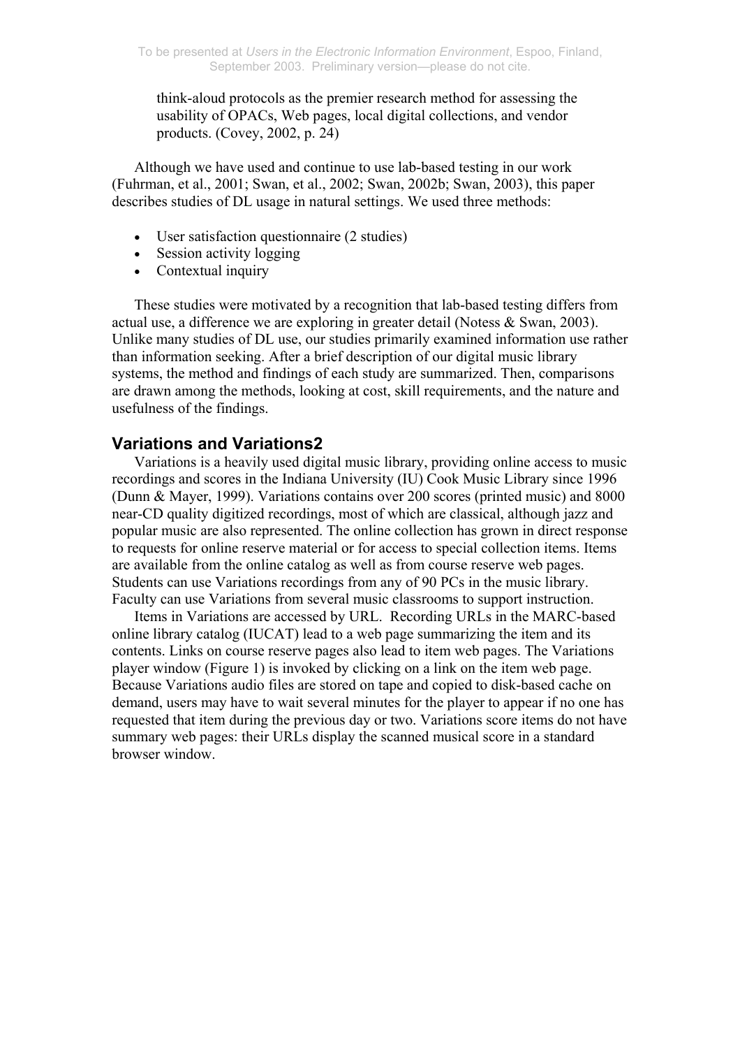> think-aloud protocols as the premier research method for assessing the usability of OPACs, Web pages, local digital collections, and vendor products. (Covey, 2002, p. 24)

Although we have used and continue to use lab-based testing in our work (Fuhrman, et al., 2001; Swan, et al., 2002; Swan, 2002b; Swan, 2003), this paper describes studies of DL usage in natural settings. We used three methods:

- User satisfaction questionnaire (2 studies)
- Session activity logging
- Contextual inquiry

These studies were motivated by a recognition that lab-based testing differs from actual use, a difference we are exploring in greater detail (Notess & Swan, 2003). Unlike many studies of DL use, our studies primarily examined information use rather than information seeking. After a brief description of our digital music library systems, the method and findings of each study are summarized. Then, comparisons are drawn among the methods, looking at cost, skill requirements, and the nature and usefulness of the findings.

## Variations and Variations2

Variations is a heavily used digital music library, providing online access to music recordings and scores in the Indiana University (IU) Cook Music Library since 1996 (Dunn & Mayer, 1999). Variations contains over 200 scores (printed music) and 8000 near-CD quality digitized recordings, most of which are classical, although jazz and popular music are also represented. The online collection has grown in direct response to requests for online reserve material or for access to special collection items. Items are available from the online catalog as well as from course reserve web pages. Students can use Variations recordings from any of 90 PCs in the music library. Faculty can use Variations from several music classrooms to support instruction.

Items in Variations are accessed by URL. Recording URLs in the MARC-based online library catalog (IUCAT) lead to a web page summarizing the item and its contents. Links on course reserve pages also lead to item web pages. The Variations player window (Figure 1) is invoked by clicking on a link on the item web page. Because Variations audio files are stored on tape and copied to disk-based cache on demand, users may have to wait several minutes for the player to appear if no one has requested that item during the previous day or two. Variations score items do not have summary web pages: their URLs display the scanned musical score in a standard browser window.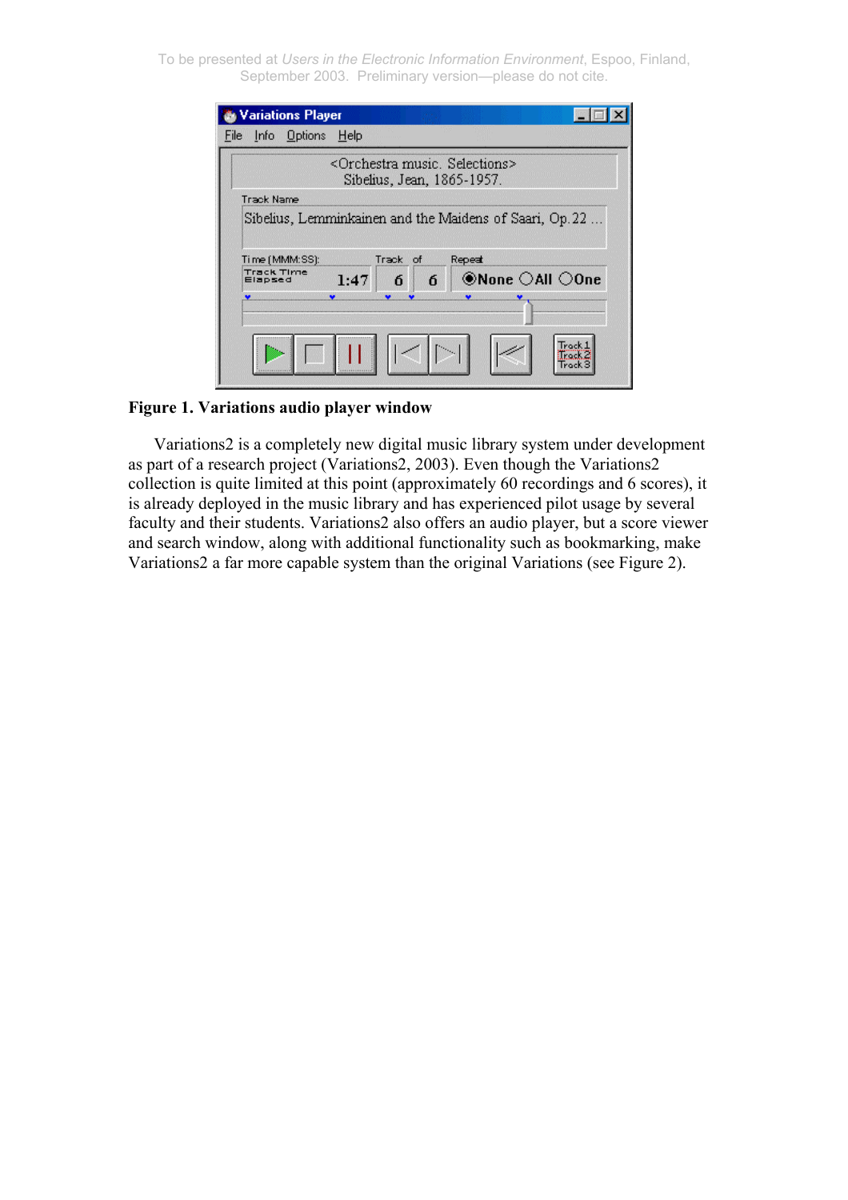**Figure 1. Variations audio player window**

Variations2 is a completely new digital music library system under development as part of a research project (Variations2, 2003). Even though the Variations2 collection is quite limited at this point (approximately 60 recordings and 6 scores), it is already deployed in the music library and has experienced pilot usage by several faculty and their students. Variations2 also offers an audio player, but a score viewer and search window, along with additional functionality such as bookmarking, make Variations2 a far more capable system than the original Variations (see Figure 2).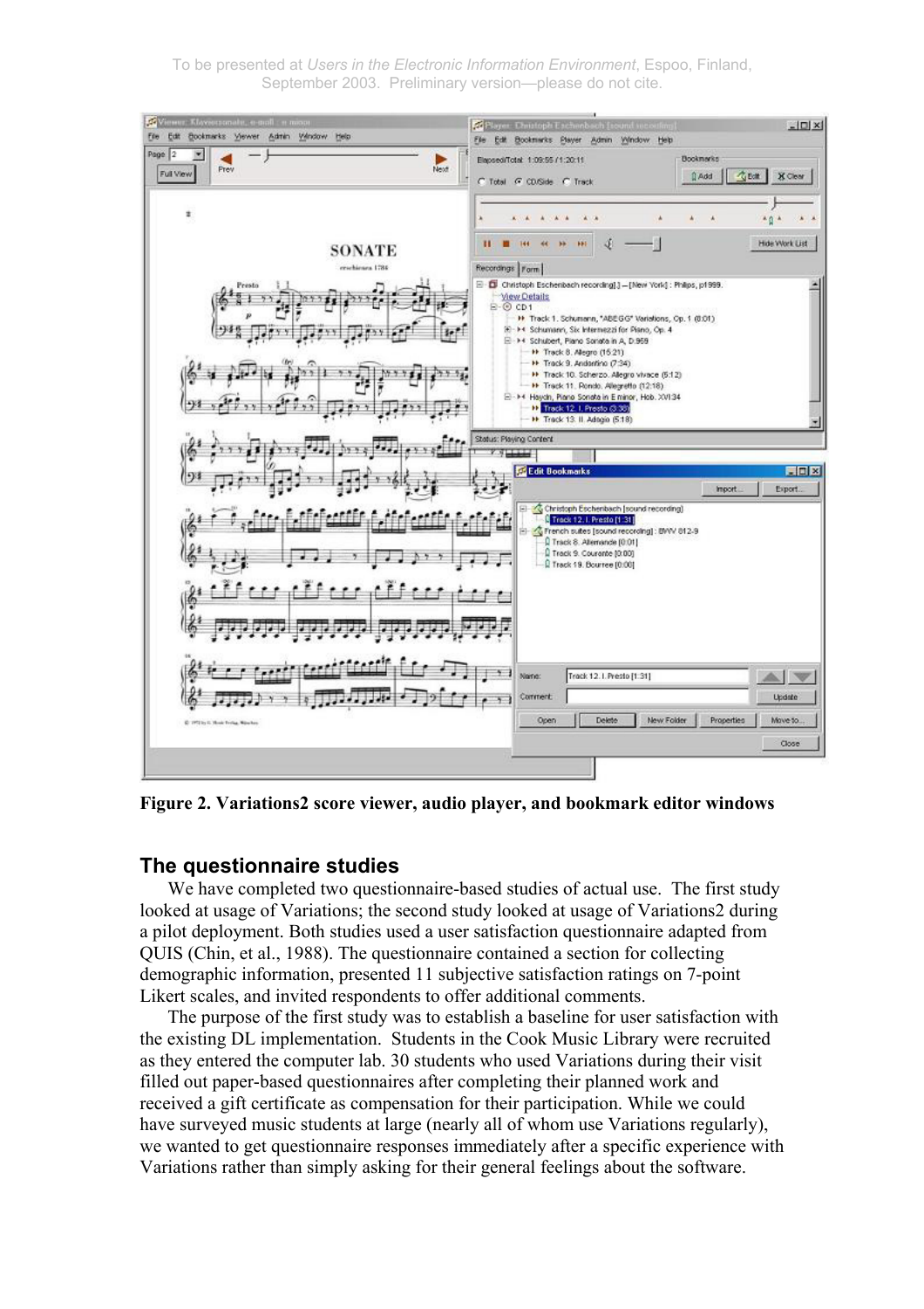Figure 2. Variations2 score viewer, audio player, and bookmark editor windows

## The questionnaire studies

We have completed two questionnaire-based studies of actual use. The first study looked at usage of Variations; the second study looked at usage of Variations2 during a pilot deployment. Both studies used a user satisfaction questionnaire adapted from QUIS (Chin, et al., 1988). The questionnaire contained a section for collecting demographic information, presented 11 subjective satisfaction ratings on 7-point Likert scales, and invited respondents to offer additional comments.

The purpose of the first study was to establish a baseline for user satisfaction with the existing DL implementation. Students in the Cook Music Library were recruited as they entered the computer lab. 30 students who used Variations during their visit filled out paper-based questionnaires after completing their planned work and received a gift certificate as compensation for their participation. While we could have surveyed music students at large (nearly all of whom use Variations regularly), we wanted to get questionnaire responses immediately after a specific experience with Variations rather than simply asking for their general feelings about the software.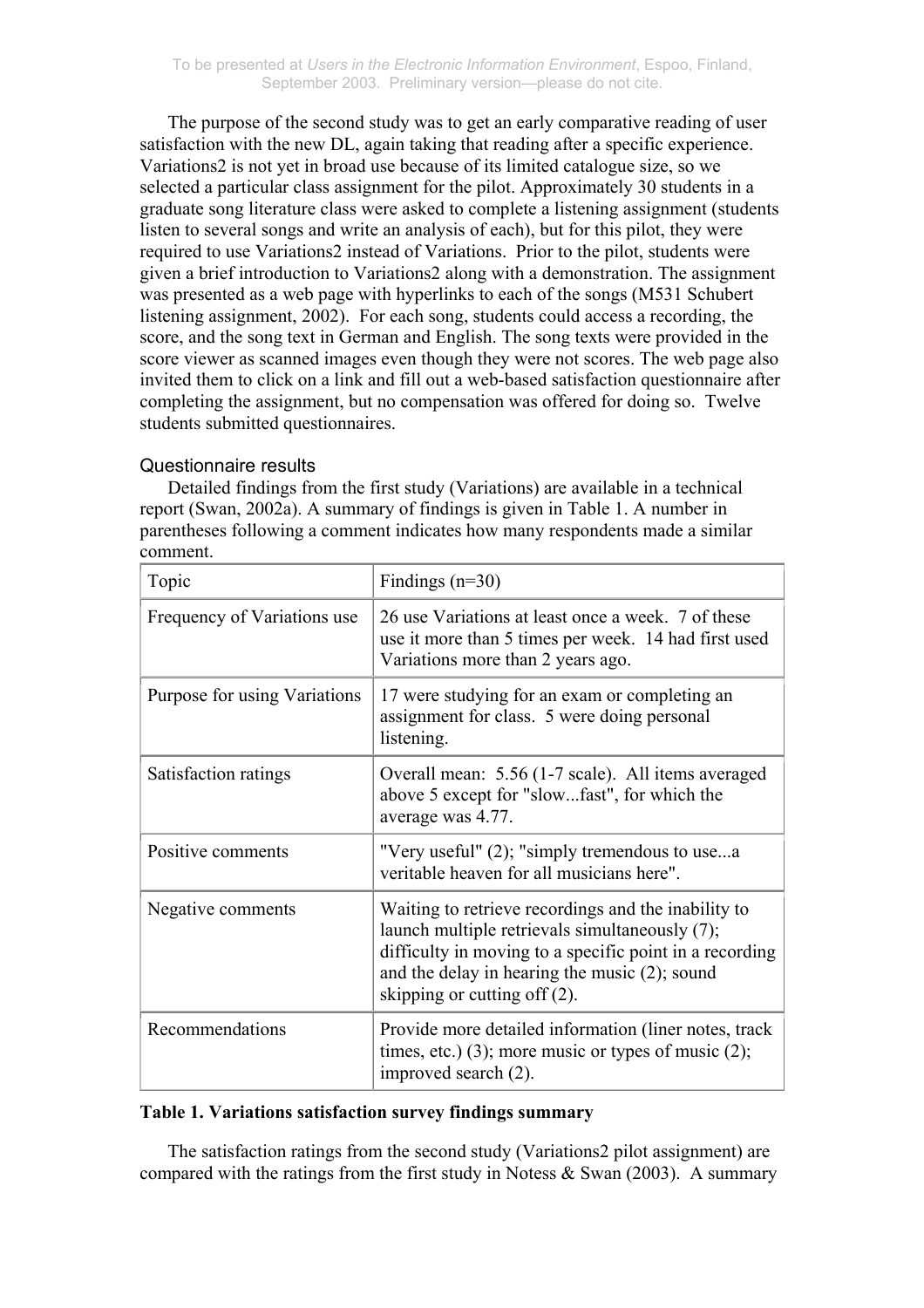The purpose of the second study was to get an early comparative reading of user satisfaction with the new DL, again taking that reading after a specific experience. Variations2 is not yet in broad use because of its limited catalogue size, so we selected a particular class assignment for the pilot. Approximately 30 students in a graduate song literature class were asked to complete a listening assignment (students listen to several songs and write an analysis of each), but for this pilot, they were required to use Variations2 instead of Variations. Prior to the pilot, students were given a brief introduction to Variations2 along with a demonstration. The assignment was presented as a web page with hyperlinks to each of the songs (M531 Schubert listening assignment, 2002). For each song, students could access a recording, the score, and the song text in German and English. The song texts were provided in the score viewer as scanned images even though they were not scores. The web page also invited them to click on a link and fill out a web-based satisfaction questionnaire after completing the assignment, but no compensation was offered for doing so. Twelve students submitted questionnaires.

### Questionnaire results

Detailed findings from the first study (Variations) are available in a technical report (Swan, 2002a). A summary of findings is given in Table 1. A number in parentheses following a comment indicates how many respondents made a similar comment.

| Topic | Findings (n=30) |
|---|---|
| Frequency of Variations use | 26 use Variations at least once a week. 7 of these use it more than 5 times per week. 14 had first used Variations more than 2 years ago. |
| Purpose for using Variations | 17 were studying for an exam or completing an assignment for class. 5 were doing personal listening. |
| Satisfaction ratings | Overall mean: 5.56 (1-7 scale). All items averaged above 5 except for "slow...fast", for which the average was 4.77. |
| Positive comments | "Very useful" (2); "simply tremendous to use...a veritable heaven for all musicians here". |
| Negative comments | Waiting to retrieve recordings and the inability to launch multiple retrievals simultaneously (7); difficulty in moving to a specific point in a recording and the delay in hearing the music (2); sound skipping or cutting off (2). |
| Recommendations | Provide more detailed information (liner notes, track times, etc.) (3); more music or types of music (2); improved search (2). |

**Table 1. Variations satisfaction survey findings summary**

The satisfaction ratings from the second study (Variations2 pilot assignment) are compared with the ratings from the first study in Notess & Swan (2003). A summary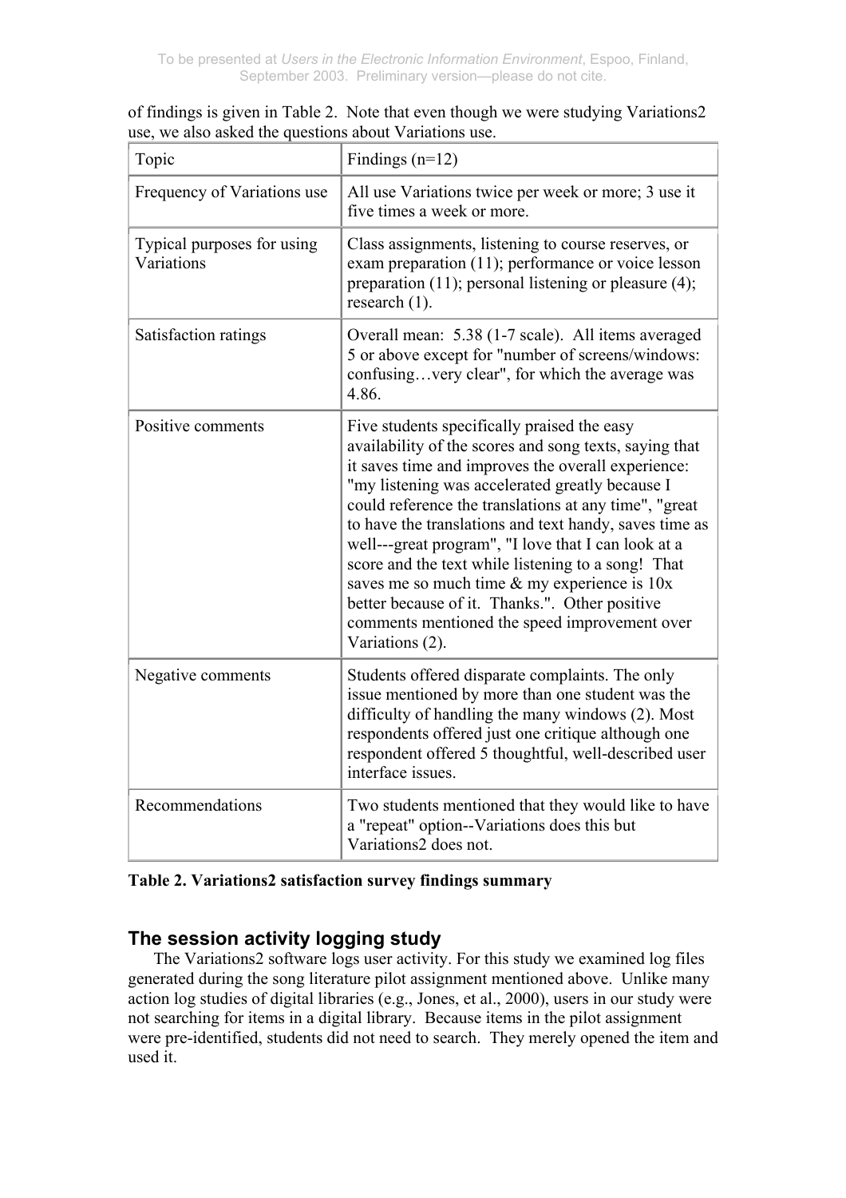of findings is given in Table 2. Note that even though we were studying Variations2 use, we also asked the questions about Variations use.

| Topic | Findings (n=12) |
|---|---|
| Frequency of Variations use | All use Variations twice per week or more; 3 use it five times a week or more. |
| Typical purposes for using Variations | Class assignments, listening to course reserves, or exam preparation (11); performance or voice lesson preparation (11); personal listening or pleasure (4); research (1). |
| Satisfaction ratings | Overall mean: 5.38 (1-7 scale). All items averaged 5 or above except for "number of screens/windows: confusing…very clear", for which the average was 4.86. |
| Positive comments | Five students specifically praised the easy availability of the scores and song texts, saying that it saves time and improves the overall experience: "my listening was accelerated greatly because I could reference the translations at any time", "great to have the translations and text handy, saves time as well---great program", "I love that I can look at a score and the text while listening to a song! That saves me so much time & my experience is 10x better because of it. Thanks.". Other positive comments mentioned the speed improvement over Variations (2). |
| Negative comments | Students offered disparate complaints. The only issue mentioned by more than one student was the difficulty of handling the many windows (2). Most respondents offered just one critique although one respondent offered 5 thoughtful, well-described user interface issues. |
| Recommendations | Two students mentioned that they would like to have a "repeat" option--Variations does this but Variations2 does not. |

**Table 2. Variations2 satisfaction survey findings summary**

## The session activity logging study

The Variations2 software logs user activity. For this study we examined log files generated during the song literature pilot assignment mentioned above. Unlike many action log studies of digital libraries (e.g., Jones, et al., 2000), users in our study were not searching for items in a digital library. Because items in the pilot assignment were pre-identified, students did not need to search. They merely opened the item and used it.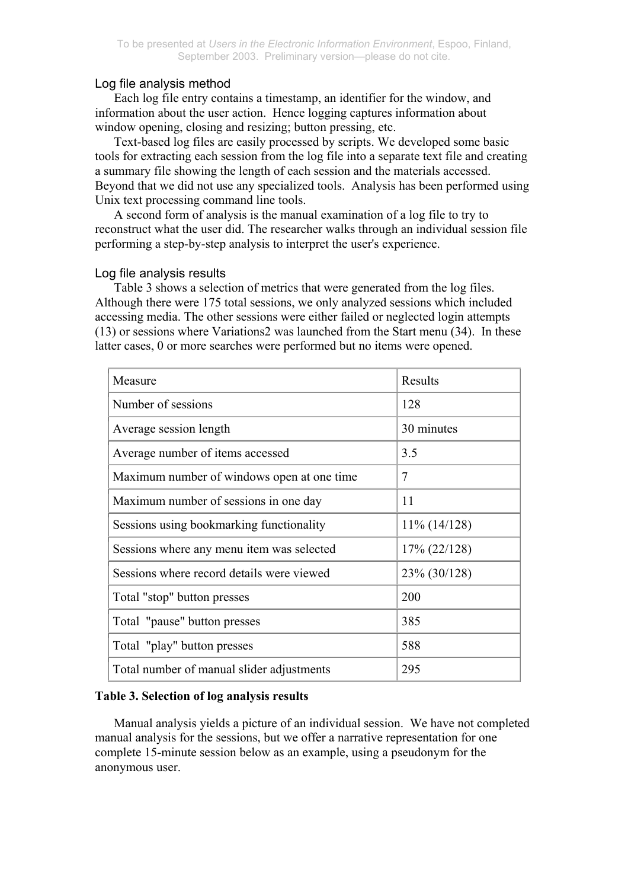## Log file analysis method

Each log file entry contains a timestamp, an identifier for the window, and information about the user action. Hence logging captures information about window opening, closing and resizing; button pressing, etc.

Text-based log files are easily processed by scripts. We developed some basic tools for extracting each session from the log file into a separate text file and creating a summary file showing the length of each session and the materials accessed. Beyond that we did not use any specialized tools. Analysis has been performed using Unix text processing command line tools.

A second form of analysis is the manual examination of a log file to try to reconstruct what the user did. The researcher walks through an individual session file performing a step-by-step analysis to interpret the user's experience.

## Log file analysis results

Table 3 shows a selection of metrics that were generated from the log files. Although there were 175 total sessions, we only analyzed sessions which included accessing media. The other sessions were either failed or neglected login attempts (13) or sessions where Variations2 was launched from the Start menu (34). In these latter cases, 0 or more searches were performed but no items were opened.

| Measure | Results |
|---|---|
| Number of sessions | 128 |
| Average session length | 30 minutes |
| Average number of items accessed | 3.5 |
| Maximum number of windows open at one time | 7 |
| Maximum number of sessions in one day | 11 |
| Sessions using bookmarking functionality | 11% (14/128) |
| Sessions where any menu item was selected | 17% (22/128) |
| Sessions where record details were viewed | 23% (30/128) |
| Total "stop" button presses | 200 |
| Total "pause" button presses | 385 |
| Total "play" button presses | 588 |
| Total number of manual slider adjustments | 295 |

**Table 3. Selection of log analysis results**

Manual analysis yields a picture of an individual session. We have not completed manual analysis for the sessions, but we offer a narrative representation for one complete 15-minute session below as an example, using a pseudonym for the anonymous user.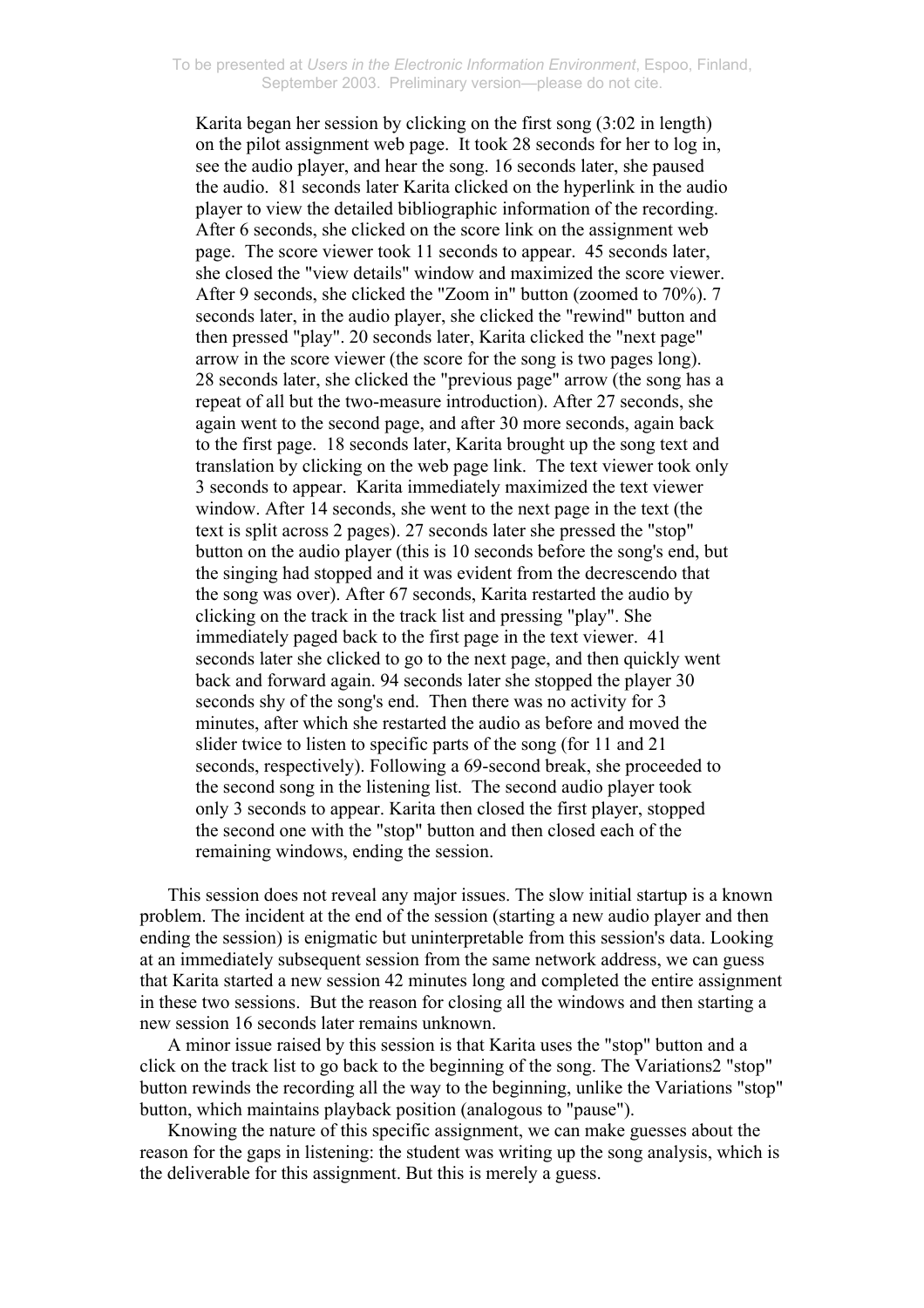Karita began her session by clicking on the first song (3:02 in length) on the pilot assignment web page. It took 28 seconds for her to log in, see the audio player, and hear the song. 16 seconds later, she paused the audio. 81 seconds later Karita clicked on the hyperlink in the audio player to view the detailed bibliographic information of the recording. After 6 seconds, she clicked on the score link on the assignment web page. The score viewer took 11 seconds to appear. 45 seconds later, she closed the "view details" window and maximized the score viewer. After 9 seconds, she clicked the "Zoom in" button (zoomed to 70%). 7 seconds later, in the audio player, she clicked the "rewind" button and then pressed "play". 20 seconds later, Karita clicked the "next page" arrow in the score viewer (the score for the song is two pages long). 28 seconds later, she clicked the "previous page" arrow (the song has a repeat of all but the two-measure introduction). After 27 seconds, she again went to the second page, and after 30 more seconds, again back to the first page. 18 seconds later, Karita brought up the song text and translation by clicking on the web page link. The text viewer took only 3 seconds to appear. Karita immediately maximized the text viewer window. After 14 seconds, she went to the next page in the text (the text is split across 2 pages). 27 seconds later she pressed the "stop" button on the audio player (this is 10 seconds before the song's end, but the singing had stopped and it was evident from the decrescendo that the song was over). After 67 seconds, Karita restarted the audio by clicking on the track in the track list and pressing "play". She immediately paged back to the first page in the text viewer. 41 seconds later she clicked to go to the next page, and then quickly went back and forward again. 94 seconds later she stopped the player 30 seconds shy of the song's end. Then there was no activity for 3 minutes, after which she restarted the audio as before and moved the slider twice to listen to specific parts of the song (for 11 and 21 seconds, respectively). Following a 69-second break, she proceeded to the second song in the listening list. The second audio player took only 3 seconds to appear. Karita then closed the first player, stopped the second one with the "stop" button and then closed each of the remaining windows, ending the session.

This session does not reveal any major issues. The slow initial startup is a known problem. The incident at the end of the session (starting a new audio player and then ending the session) is enigmatic but uninterpretable from this session's data. Looking at an immediately subsequent session from the same network address, we can guess that Karita started a new session 42 minutes long and completed the entire assignment in these two sessions. But the reason for closing all the windows and then starting a new session 16 seconds later remains unknown.

A minor issue raised by this session is that Karita uses the "stop" button and a click on the track list to go back to the beginning of the song. The Variations2 "stop" button rewinds the recording all the way to the beginning, unlike the Variations "stop" button, which maintains playback position (analogous to "pause").

Knowing the nature of this specific assignment, we can make guesses about the reason for the gaps in listening: the student was writing up the song analysis, which is the deliverable for this assignment. But this is merely a guess.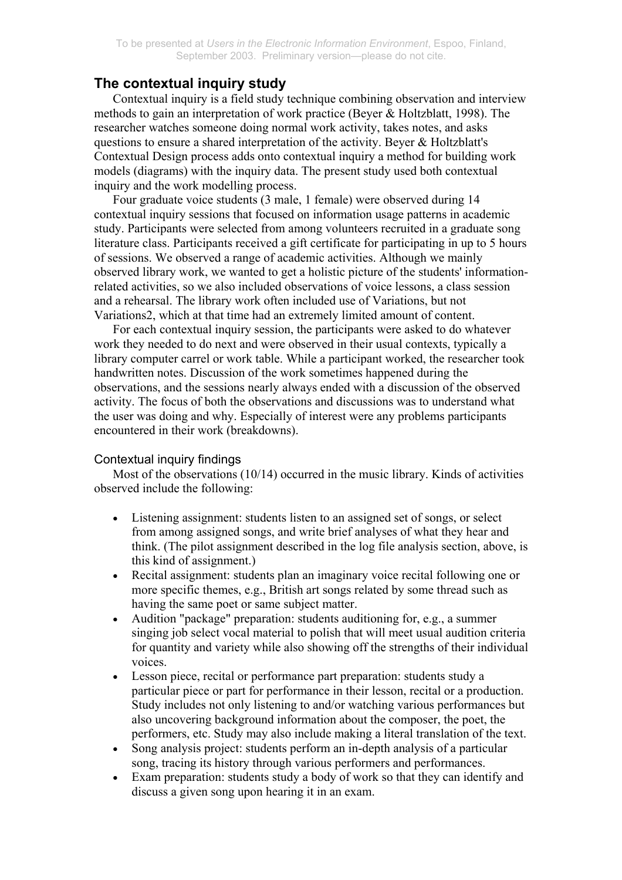## The contextual inquiry study

Contextual inquiry is a field study technique combining observation and interview methods to gain an interpretation of work practice (Beyer & Holtzblatt, 1998). The researcher watches someone doing normal work activity, takes notes, and asks questions to ensure a shared interpretation of the activity. Beyer & Holtzblatt's Contextual Design process adds onto contextual inquiry a method for building work models (diagrams) with the inquiry data. The present study used both contextual inquiry and the work modelling process.

Four graduate voice students (3 male, 1 female) were observed during 14 contextual inquiry sessions that focused on information usage patterns in academic study. Participants were selected from among volunteers recruited in a graduate song literature class. Participants received a gift certificate for participating in up to 5 hours of sessions. We observed a range of academic activities. Although we mainly observed library work, we wanted to get a holistic picture of the students' information-related activities, so we also included observations of voice lessons, a class session and a rehearsal. The library work often included use of Variations, but not Variations2, which at that time had an extremely limited amount of content.

For each contextual inquiry session, the participants were asked to do whatever work they needed to do next and were observed in their usual contexts, typically a library computer carrel or work table. While a participant worked, the researcher took handwritten notes. Discussion of the work sometimes happened during the observations, and the sessions nearly always ended with a discussion of the observed activity. The focus of both the observations and discussions was to understand what the user was doing and why. Especially of interest were any problems participants encountered in their work (breakdowns).

### Contextual inquiry findings

Most of the observations (10/14) occurred in the music library. Kinds of activities observed include the following:

- Listening assignment: students listen to an assigned set of songs, or select from among assigned songs, and write brief analyses of what they hear and think. (The pilot assignment described in the log file analysis section, above, is this kind of assignment.)
- Recital assignment: students plan an imaginary voice recital following one or more specific themes, e.g., British art songs related by some thread such as having the same poet or same subject matter.
- Audition "package" preparation: students auditioning for, e.g., a summer singing job select vocal material to polish that will meet usual audition criteria for quantity and variety while also showing off the strengths of their individual voices.
- Lesson piece, recital or performance part preparation: students study a particular piece or part for performance in their lesson, recital or a production. Study includes not only listening to and/or watching various performances but also uncovering background information about the composer, the poet, the performers, etc. Study may also include making a literal translation of the text.
- Song analysis project: students perform an in-depth analysis of a particular song, tracing its history through various performers and performances.
- Exam preparation: students study a body of work so that they can identify and discuss a given song upon hearing it in an exam.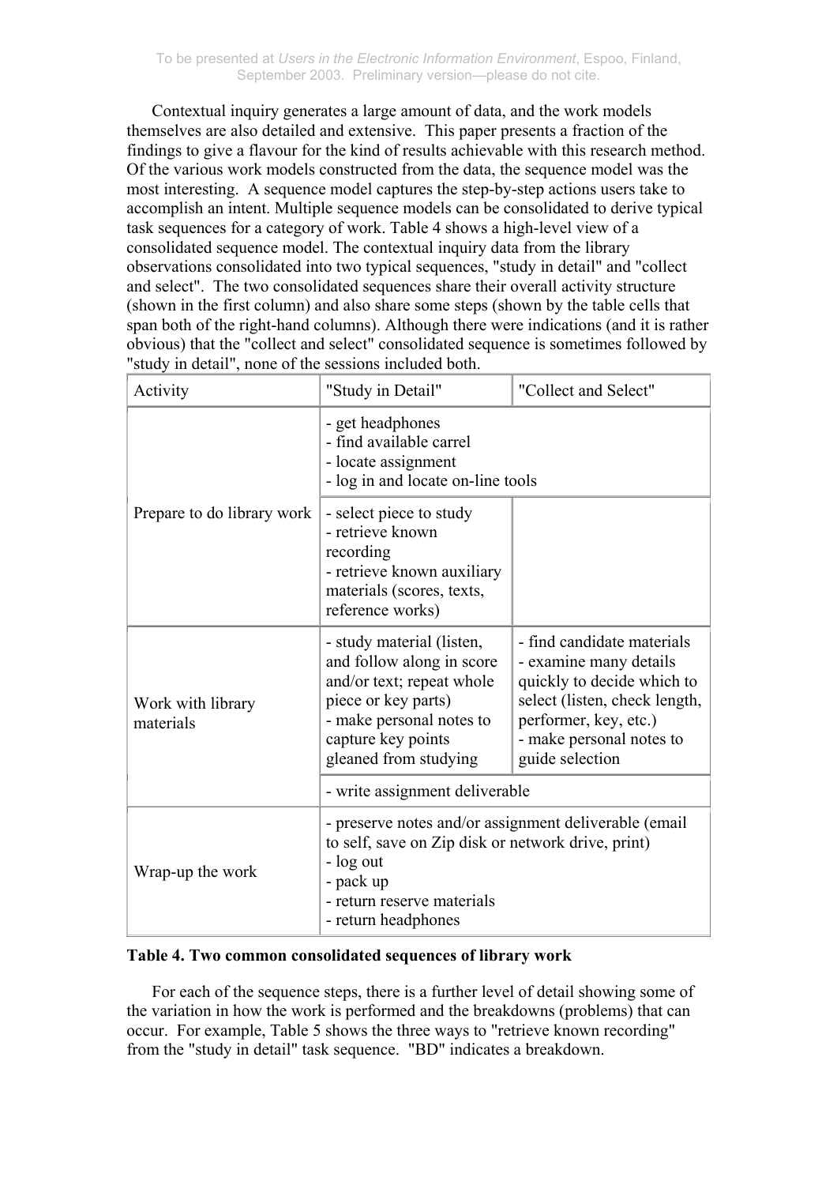Contextual inquiry generates a large amount of data, and the work models themselves are also detailed and extensive. This paper presents a fraction of the findings to give a flavour for the kind of results achievable with this research method. Of the various work models constructed from the data, the sequence model was the most interesting. A sequence model captures the step-by-step actions users take to accomplish an intent. Multiple sequence models can be consolidated to derive typical task sequences for a category of work. Table 4 shows a high-level view of a consolidated sequence model. The contextual inquiry data from the library observations consolidated into two typical sequences, "study in detail" and "collect and select". The two consolidated sequences share their overall activity structure (shown in the first column) and also share some steps (shown by the table cells that span both of the right-hand columns). Although there were indications (and it is rather obvious) that the "collect and select" consolidated sequence is sometimes followed by "study in detail", none of the sessions included both.

| Activity | "Study in Detail" | "Collect and Select" |
|---|---|---|
| Prepare to do library work | - get headphones<br>- find available carrel<br>- locate assignment<br>- log in and locate on-line tools | |
| | - select piece to study<br>- retrieve known recording<br>- retrieve known auxiliary materials (scores, texts, reference works) | |
| Work with library materials | - study material (listen, and follow along in score and/or text; repeat whole piece or key parts)<br>- make personal notes to capture key points gleaned from studying | - find candidate materials<br>- examine many details quickly to decide which to select (listen, check length, performer, key, etc.)<br>- make personal notes to guide selection |
| | - write assignment deliverable | |
| Wrap-up the work | - preserve notes and/or assignment deliverable (email to self, save on Zip disk or network drive, print)<br>- log out<br>- pack up<br>- return reserve materials<br>- return headphones | |

**Table 4. Two common consolidated sequences of library work**

For each of the sequence steps, there is a further level of detail showing some of the variation in how the work is performed and the breakdowns (problems) that can occur. For example, Table 5 shows the three ways to "retrieve known recording" from the "study in detail" task sequence. "BD" indicates a breakdown.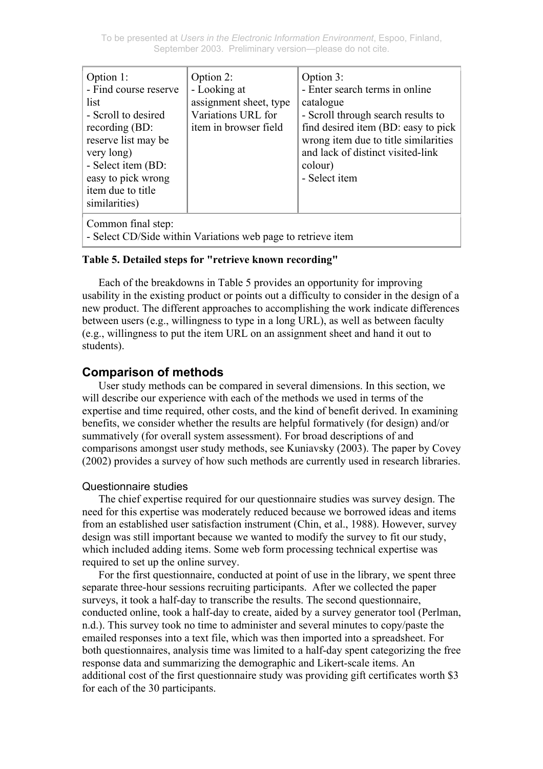| Option 1:<br>- Find course reserve list<br>- Scroll to desired recording (BD: reserve list may be very long)<br>- Select item (BD: easy to pick wrong item due to title similarities) | Option 2:<br>- Looking at assignment sheet, type Variations URL for item in browser field | Option 3:<br>- Enter search terms in online catalogue<br>- Scroll through search results to find desired item (BD: easy to pick wrong item due to title similarities and lack of distinct visited-link colour)<br>- Select item |
|---|---|---|
| Common final step:<br>- Select CD/Side within Variations web page to retrieve item | | |

**Table 5. Detailed steps for "retrieve known recording"**

Each of the breakdowns in Table 5 provides an opportunity for improving usability in the existing product or points out a difficulty to consider in the design of a new product. The different approaches to accomplishing the work indicate differences between users (e.g., willingness to type in a long URL), as well as between faculty (e.g., willingness to put the item URL on an assignment sheet and hand it out to students).

## Comparison of methods

User study methods can be compared in several dimensions. In this section, we will describe our experience with each of the methods we used in terms of the expertise and time required, other costs, and the kind of benefit derived. In examining benefits, we consider whether the results are helpful formatively (for design) and/or summatively (for overall system assessment). For broad descriptions of and comparisons amongst user study methods, see Kuniavsky (2003). The paper by Covey (2002) provides a survey of how such methods are currently used in research libraries.

### Questionnaire studies

The chief expertise required for our questionnaire studies was survey design. The need for this expertise was moderately reduced because we borrowed ideas and items from an established user satisfaction instrument (Chin, et al., 1988). However, survey design was still important because we wanted to modify the survey to fit our study, which included adding items. Some web form processing technical expertise was required to set up the online survey.

For the first questionnaire, conducted at point of use in the library, we spent three separate three-hour sessions recruiting participants. After we collected the paper surveys, it took a half-day to transcribe the results. The second questionnaire, conducted online, took a half-day to create, aided by a survey generator tool (Perlman, n.d.). This survey took no time to administer and several minutes to copy/paste the emailed responses into a text file, which was then imported into a spreadsheet. For both questionnaires, analysis time was limited to a half-day spent categorizing the free response data and summarizing the demographic and Likert-scale items. An additional cost of the first questionnaire study was providing gift certificates worth $3 for each of the 30 participants.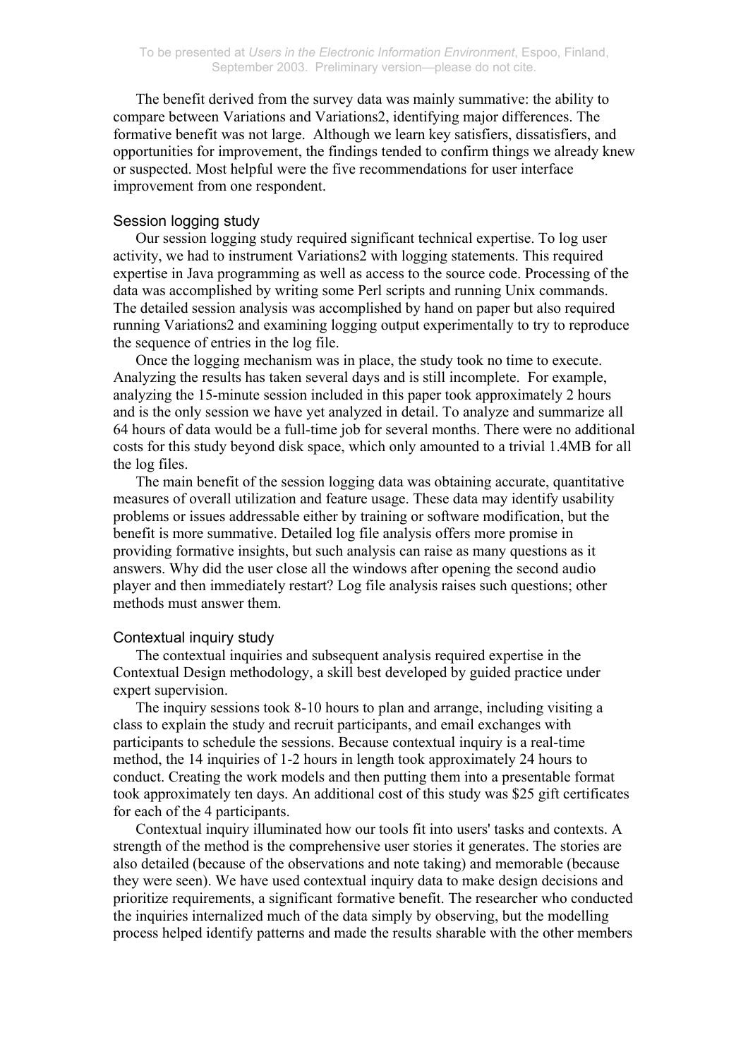The benefit derived from the survey data was mainly summative: the ability to compare between Variations and Variations2, identifying major differences. The formative benefit was not large. Although we learn key satisfiers, dissatisfiers, and opportunities for improvement, the findings tended to confirm things we already knew or suspected. Most helpful were the five recommendations for user interface improvement from one respondent.

### Session logging study

Our session logging study required significant technical expertise. To log user activity, we had to instrument Variations2 with logging statements. This required expertise in Java programming as well as access to the source code. Processing of the data was accomplished by writing some Perl scripts and running Unix commands. The detailed session analysis was accomplished by hand on paper but also required running Variations2 and examining logging output experimentally to try to reproduce the sequence of entries in the log file.

Once the logging mechanism was in place, the study took no time to execute. Analyzing the results has taken several days and is still incomplete. For example, analyzing the 15-minute session included in this paper took approximately 2 hours and is the only session we have yet analyzed in detail. To analyze and summarize all 64 hours of data would be a full-time job for several months. There were no additional costs for this study beyond disk space, which only amounted to a trivial 1.4MB for all the log files.

The main benefit of the session logging data was obtaining accurate, quantitative measures of overall utilization and feature usage. These data may identify usability problems or issues addressable either by training or software modification, but the benefit is more summative. Detailed log file analysis offers more promise in providing formative insights, but such analysis can raise as many questions as it answers. Why did the user close all the windows after opening the second audio player and then immediately restart? Log file analysis raises such questions; other methods must answer them.

### Contextual inquiry study

The contextual inquiries and subsequent analysis required expertise in the Contextual Design methodology, a skill best developed by guided practice under expert supervision.

The inquiry sessions took 8-10 hours to plan and arrange, including visiting a class to explain the study and recruit participants, and email exchanges with participants to schedule the sessions. Because contextual inquiry is a real-time method, the 14 inquiries of 1-2 hours in length took approximately 24 hours to conduct. Creating the work models and then putting them into a presentable format took approximately ten days. An additional cost of this study was $25 gift certificates for each of the 4 participants.

Contextual inquiry illuminated how our tools fit into users' tasks and contexts. A strength of the method is the comprehensive user stories it generates. The stories are also detailed (because of the observations and note taking) and memorable (because they were seen). We have used contextual inquiry data to make design decisions and prioritize requirements, a significant formative benefit. The researcher who conducted the inquiries internalized much of the data simply by observing, but the modelling process helped identify patterns and made the results sharable with the other members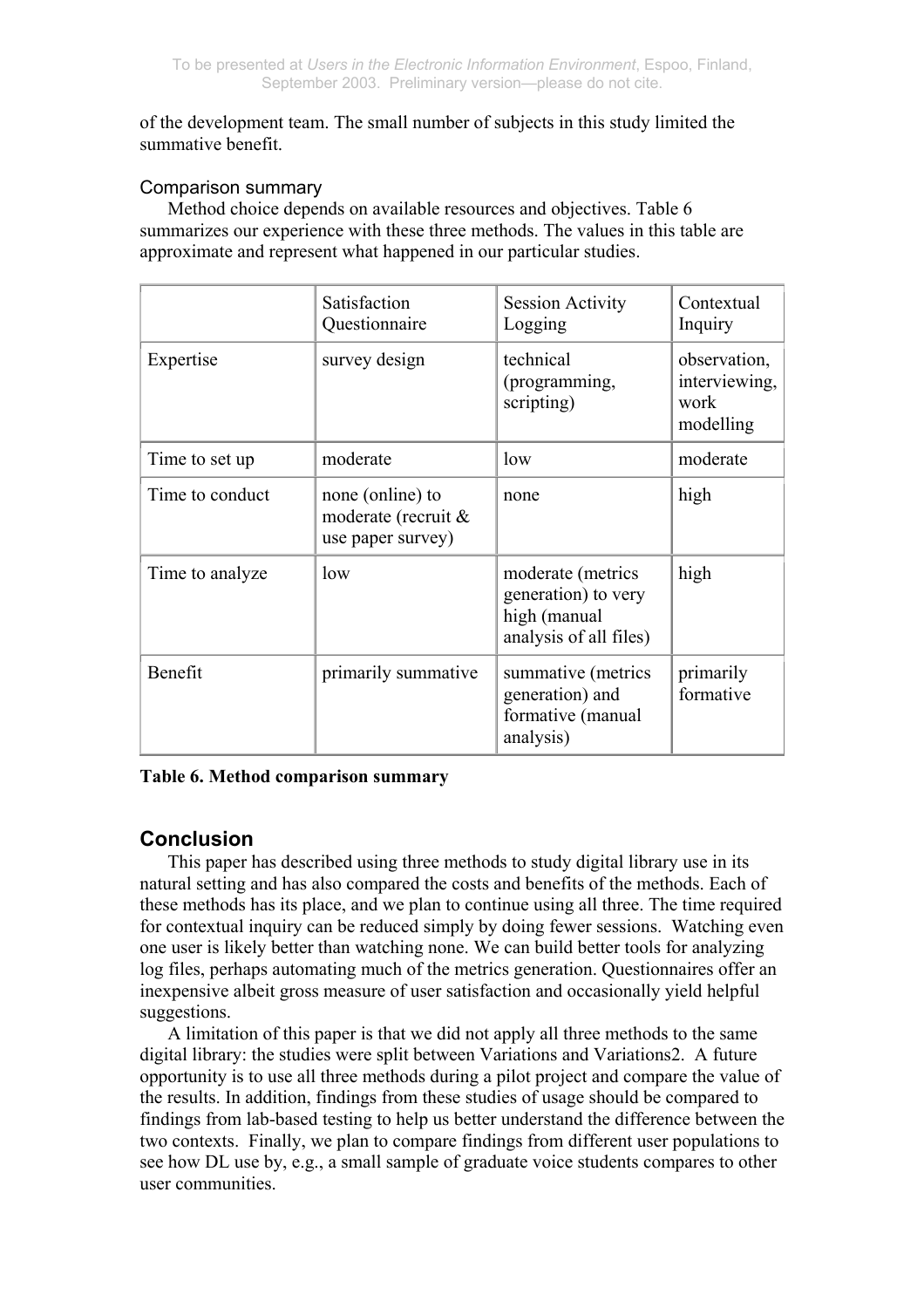of the development team. The small number of subjects in this study limited the summative benefit.

### Comparison summary

Method choice depends on available resources and objectives. Table 6 summarizes our experience with these three methods. The values in this table are approximate and represent what happened in our particular studies.

| | Satisfaction Questionnaire | Session Activity Logging | Contextual Inquiry |
|---|---|---|---|
| Expertise | survey design | technical (programming, scripting) | observation, interviewing, work modelling |
| Time to set up | moderate | low | moderate |
| Time to conduct | none (online) to moderate (recruit & use paper survey) | none | high |
| Time to analyze | low | moderate (metrics generation) to very high (manual analysis of all files) | high |
| Benefit | primarily summative | summative (metrics generation) and formative (manual analysis) | primarily formative |

**Table 6. Method comparison summary**

## Conclusion

This paper has described using three methods to study digital library use in its natural setting and has also compared the costs and benefits of the methods. Each of these methods has its place, and we plan to continue using all three. The time required for contextual inquiry can be reduced simply by doing fewer sessions. Watching even one user is likely better than watching none. We can build better tools for analyzing log files, perhaps automating much of the metrics generation. Questionnaires offer an inexpensive albeit gross measure of user satisfaction and occasionally yield helpful suggestions.

A limitation of this paper is that we did not apply all three methods to the same digital library: the studies were split between Variations and Variations2. A future opportunity is to use all three methods during a pilot project and compare the value of the results. In addition, findings from these studies of usage should be compared to findings from lab-based testing to help us better understand the difference between the two contexts. Finally, we plan to compare findings from different user populations to see how DL use by, e.g., a small sample of graduate voice students compares to other user communities.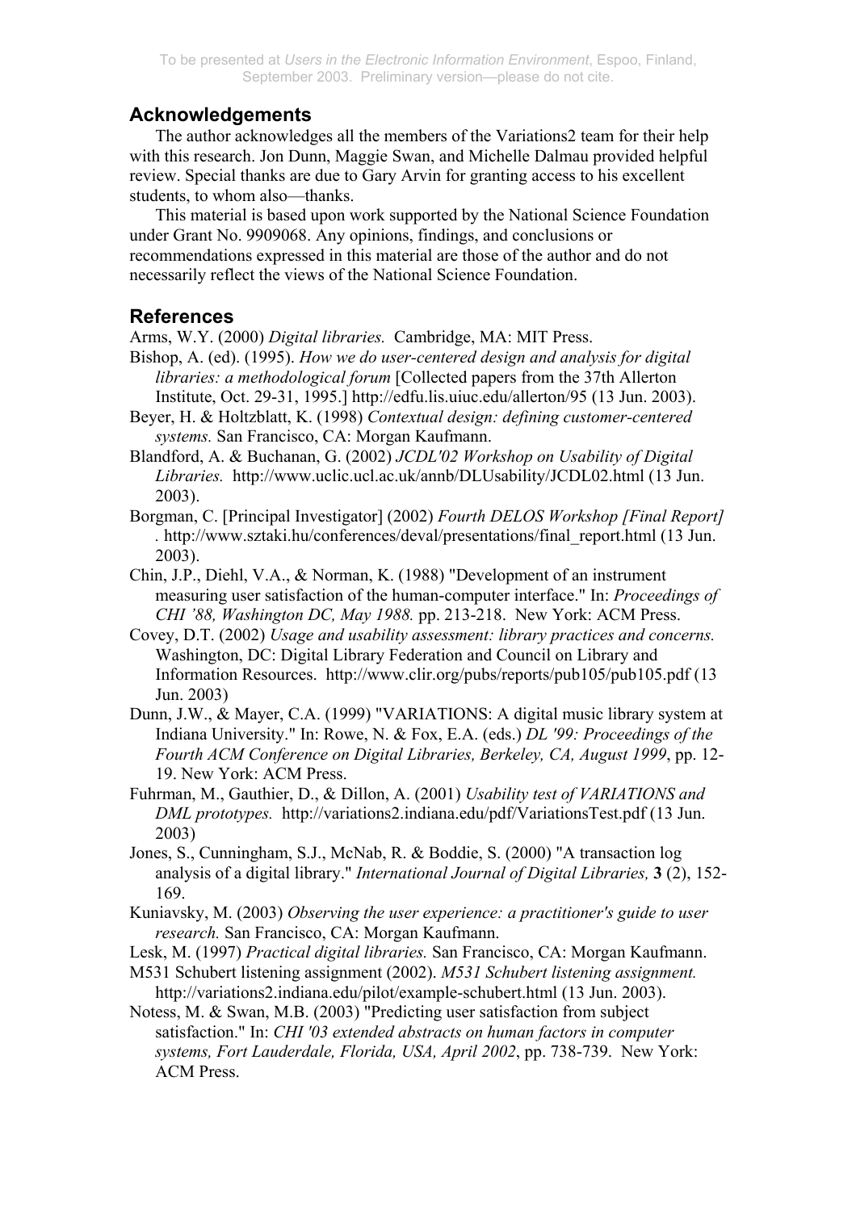## Acknowledgements

The author acknowledges all the members of the Variations2 team for their help with this research. Jon Dunn, Maggie Swan, and Michelle Dalmau provided helpful review. Special thanks are due to Gary Arvin for granting access to his excellent students, to whom also—thanks.

This material is based upon work supported by the National Science Foundation under Grant No. 9909068. Any opinions, findings, and conclusions or recommendations expressed in this material are those of the author and do not necessarily reflect the views of the National Science Foundation.

## References

Arms, W.Y. (2000) *Digital libraries.* Cambridge, MA: MIT Press.

Bishop, A. (ed). (1995). *How we do user-centered design and analysis for digital libraries: a methodological forum* [Collected papers from the 37th Allerton Institute, Oct. 29-31, 1995.] http://edfu.lis.uiuc.edu/allerton/95 (13 Jun. 2003).

Beyer, H. & Holtzblatt, K. (1998) *Contextual design: defining customer-centered systems.* San Francisco, CA: Morgan Kaufmann.

Blandford, A. & Buchanan, G. (2002) *JCDL'02 Workshop on Usability of Digital Libraries.* http://www.uclic.ucl.ac.uk/annb/DLUsability/JCDL02.html (13 Jun. 2003).

Borgman, C. [Principal Investigator] (2002) *Fourth DELOS Workshop [Final Report]* . http://www.sztaki.hu/conferences/deval/presentations/final_report.html (13 Jun. 2003).

Chin, J.P., Diehl, V.A., & Norman, K. (1988) "Development of an instrument measuring user satisfaction of the human-computer interface." In: *Proceedings of CHI '88, Washington DC, May 1988.* pp. 213-218. New York: ACM Press.

Covey, D.T. (2002) *Usage and usability assessment: library practices and concerns.* Washington, DC: Digital Library Federation and Council on Library and Information Resources. http://www.clir.org/pubs/reports/pub105/pub105.pdf (13 Jun. 2003)

Dunn, J.W., & Mayer, C.A. (1999) "VARIATIONS: A digital music library system at Indiana University." In: Rowe, N. & Fox, E.A. (eds.) *DL '99: Proceedings of the Fourth ACM Conference on Digital Libraries, Berkeley, CA, August 1999*, pp. 12-19. New York: ACM Press.

Fuhrman, M., Gauthier, D., & Dillon, A. (2001) *Usability test of VARIATIONS and DML prototypes.* http://variations2.indiana.edu/pdf/VariationsTest.pdf (13 Jun. 2003)

Jones, S., Cunningham, S.J., McNab, R. & Boddie, S. (2000) "A transaction log analysis of a digital library." *International Journal of Digital Libraries,* **3** (2), 152-169.

Kuniavsky, M. (2003) *Observing the user experience: a practitioner's guide to user research.* San Francisco, CA: Morgan Kaufmann.

Lesk, M. (1997) *Practical digital libraries.* San Francisco, CA: Morgan Kaufmann.

M531 Schubert listening assignment (2002). *M531 Schubert listening assignment.* http://variations2.indiana.edu/pilot/example-schubert.html (13 Jun. 2003).

Notess, M. & Swan, M.B. (2003) "Predicting user satisfaction from subject satisfaction." In: *CHI '03 extended abstracts on human factors in computer systems, Fort Lauderdale, Florida, USA, April 2002*, pp. 738-739. New York: ACM Press.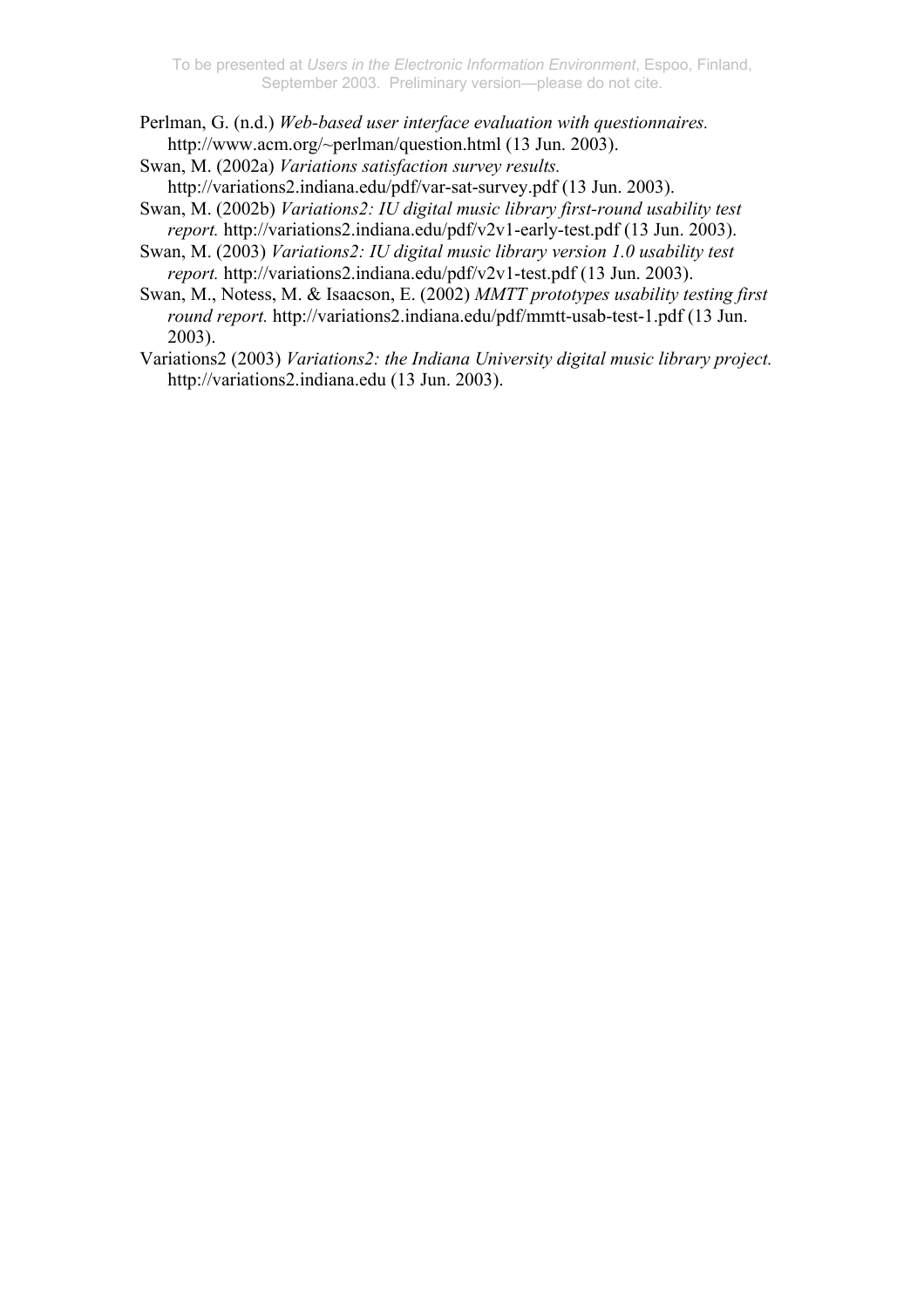Perlman, G. (n.d.) *Web-based user interface evaluation with questionnaires.* http://www.acm.org/~perlman/question.html (13 Jun. 2003).

Swan, M. (2002a) *Variations satisfaction survey results.* http://variations2.indiana.edu/pdf/var-sat-survey.pdf (13 Jun. 2003).

Swan, M. (2002b) *Variations2: IU digital music library first-round usability test report.* http://variations2.indiana.edu/pdf/v2v1-early-test.pdf (13 Jun. 2003).

Swan, M. (2003) *Variations2: IU digital music library version 1.0 usability test report.* http://variations2.indiana.edu/pdf/v2v1-test.pdf (13 Jun. 2003).

Swan, M., Notess, M. & Isaacson, E. (2002) *MMTT prototypes usability testing first round report.* http://variations2.indiana.edu/pdf/mmtt-usab-test-1.pdf (13 Jun. 2003).

Variations2 (2003) *Variations2: the Indiana University digital music library project.* http://variations2.indiana.edu (13 Jun. 2003).